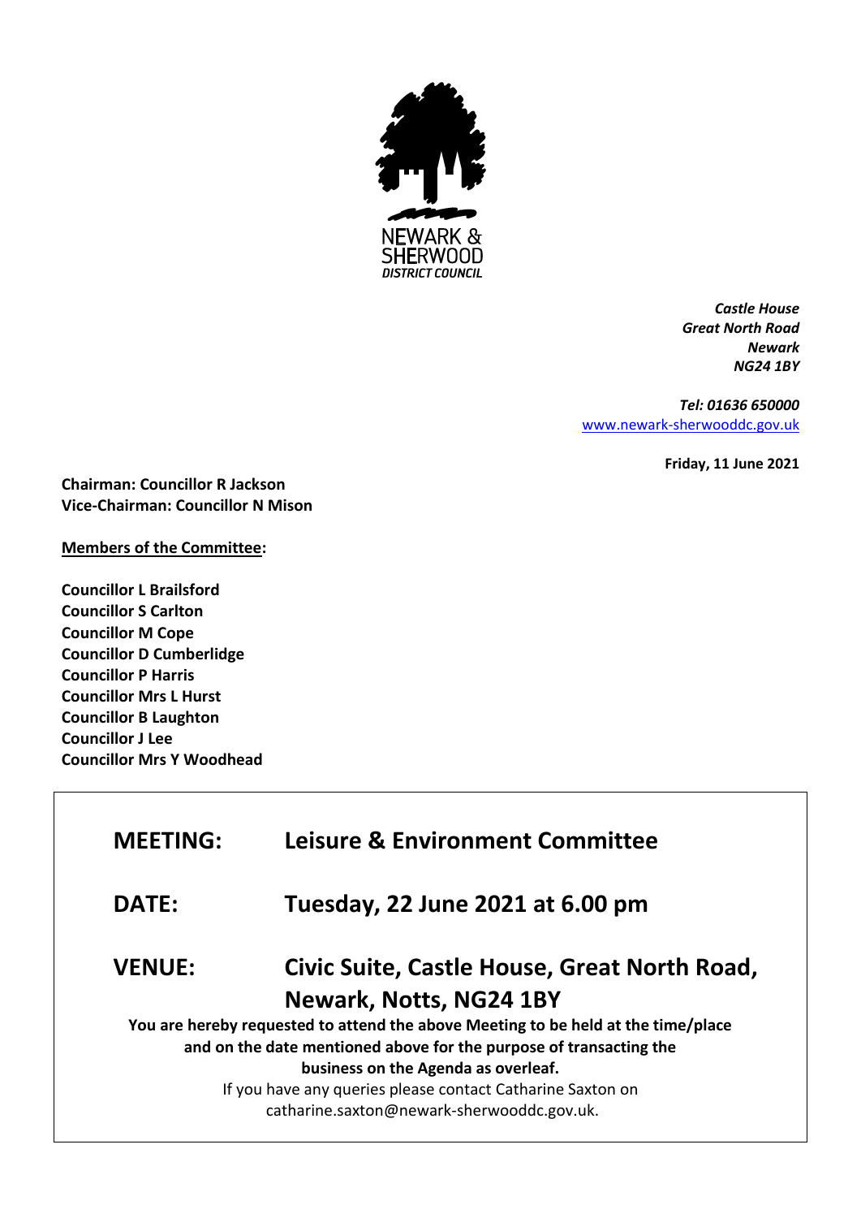NEWARK & SHERWOOD
DISTRICT COUNCIL

*Castle House*
*Great North Road*
*Newark*
*NG24 1BY*

*Tel: 01636 650000*
[www.newark-sherwooddc.gov.uk](http://www.newark-sherwooddc.gov.uk)

**Friday, 11 June 2021**

**Chairman: Councillor R Jackson**
**Vice-Chairman: Councillor N Mison**

**Members of the Committee:**

**Councillor L Brailsford**
**Councillor S Carlton**
**Councillor M Cope**
**Councillor D Cumberlidge**
**Councillor P Harris**
**Councillor Mrs L Hurst**
**Councillor B Laughton**
**Councillor J Lee**
**Councillor Mrs Y Woodhead**

| | |
|---|---|
| **MEETING:** | **Leisure & Environment Committee** |
| **DATE:** | **Tuesday, 22 June 2021 at 6.00 pm** |
| **VENUE:** | **Civic Suite, Castle House, Great North Road, Newark, Notts, NG24 1BY** |

**You are hereby requested to attend the above Meeting to be held at the time/place and on the date mentioned above for the purpose of transacting the business on the Agenda as overleaf.**

If you have any queries please contact Catharine Saxton on catharine.saxton@newark-sherwooddc.gov.uk.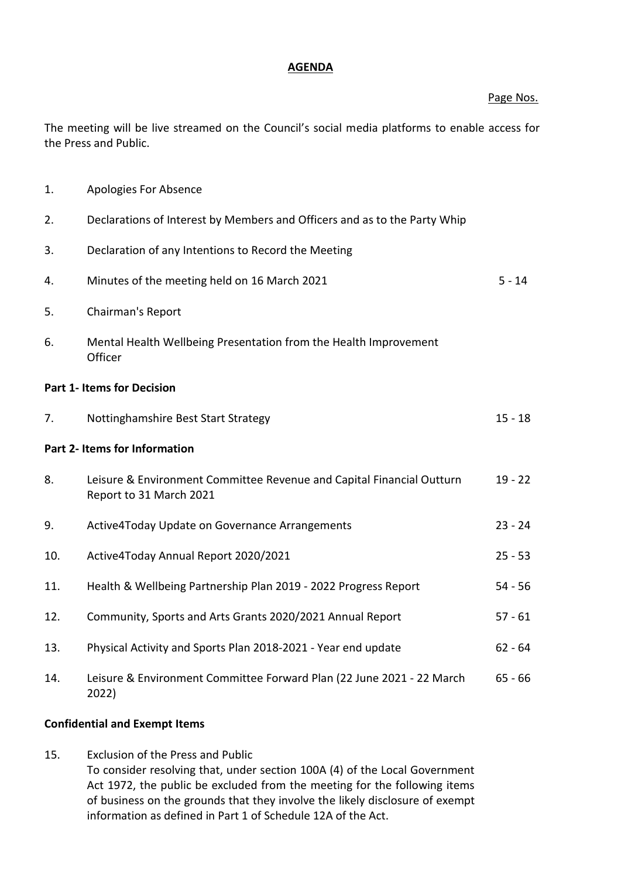# AGENDA

Page Nos.

The meeting will be live streamed on the Council's social media platforms to enable access for the Press and Public.

| | | |
|---|---|---|
| 1. | Apologies For Absence | |
| 2. | Declarations of Interest by Members and Officers and as to the Party Whip | |
| 3. | Declaration of any Intentions to Record the Meeting | |
| 4. | Minutes of the meeting held on 16 March 2021 | 5 - 14 |
| 5. | Chairman's Report | |
| 6. | Mental Health Wellbeing Presentation from the Health Improvement Officer | |

**Part 1- Items for Decision**

| | | |
|---|---|---|
| 7. | Nottinghamshire Best Start Strategy | 15 - 18 |

**Part 2- Items for Information**

| | | |
|---|---|---|
| 8. | Leisure & Environment Committee Revenue and Capital Financial Outturn Report to 31 March 2021 | 19 - 22 |
| 9. | Active4Today Update on Governance Arrangements | 23 - 24 |
| 10. | Active4Today Annual Report 2020/2021 | 25 - 53 |
| 11. | Health & Wellbeing Partnership Plan 2019 - 2022 Progress Report | 54 - 56 |
| 12. | Community, Sports and Arts Grants 2020/2021 Annual Report | 57 - 61 |
| 13. | Physical Activity and Sports Plan 2018-2021 - Year end update | 62 - 64 |
| 14. | Leisure & Environment Committee Forward Plan (22 June 2021 - 22 March 2022) | 65 - 66 |

**Confidential and Exempt Items**

15. Exclusion of the Press and Public
    To consider resolving that, under section 100A (4) of the Local Government Act 1972, the public be excluded from the meeting for the following items of business on the grounds that they involve the likely disclosure of exempt information as defined in Part 1 of Schedule 12A of the Act.